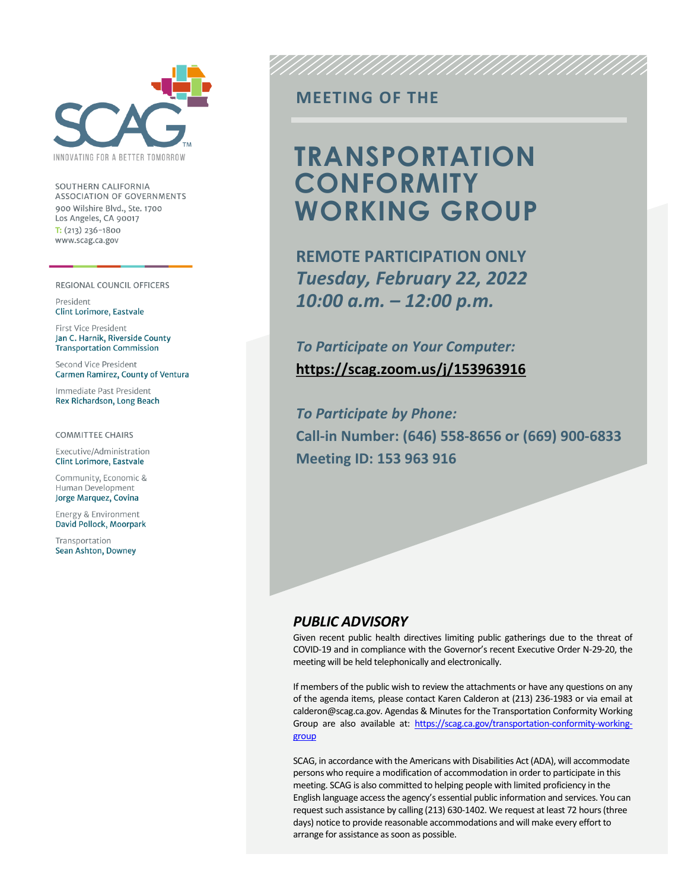SOUTHERN CALIFORNIA ASSOCIATION OF GOVERNMENTS
900 Wilshire Blvd., Ste. 1700
Los Angeles, CA 90017
T: (213) 236-1800
www.scag.ca.gov

INNOVATING FOR A BETTER TOMORROW

REGIONAL COUNCIL OFFICERS

President
Clint Lorimore, Eastvale

First Vice President
Jan C. Harnik, Riverside County Transportation Commission

Second Vice President
Carmen Ramirez, County of Ventura

Immediate Past President
Rex Richardson, Long Beach

COMMITTEE CHAIRS

Executive/Administration
Clint Lorimore, Eastvale

Community, Economic & Human Development
Jorge Marquez, Covina

Energy & Environment
David Pollock, Moorpark

Transportation
Sean Ashton, Downey

## MEETING OF THE

# TRANSPORTATION CONFORMITY WORKING GROUP

**REMOTE PARTICIPATION ONLY**
***Tuesday, February 22, 2022***
***10:00 a.m. – 12:00 p.m.***

***To Participate on Your Computer:***
**https://scag.zoom.us/j/153963916**

***To Participate by Phone:***
**Call-in Number: (646) 558-8656 or (669) 900-6833**
**Meeting ID: 153 963 916**

### *PUBLIC ADVISORY*

Given recent public health directives limiting public gatherings due to the threat of COVID-19 and in compliance with the Governor's recent Executive Order N-29-20, the meeting will be held telephonically and electronically.

If members of the public wish to review the attachments or have any questions on any of the agenda items, please contact Karen Calderon at (213) 236-1983 or via email at calderon@scag.ca.gov. Agendas & Minutes for the Transportation Conformity Working Group are also available at: https://scag.ca.gov/transportation-conformity-working-group

SCAG, in accordance with the Americans with Disabilities Act (ADA), will accommodate persons who require a modification of accommodation in order to participate in this meeting. SCAG is also committed to helping people with limited proficiency in the English language access the agency's essential public information and services. You can request such assistance by calling (213) 630-1402. We request at least 72 hours (three days) notice to provide reasonable accommodations and will make every effort to arrange for assistance as soon as possible.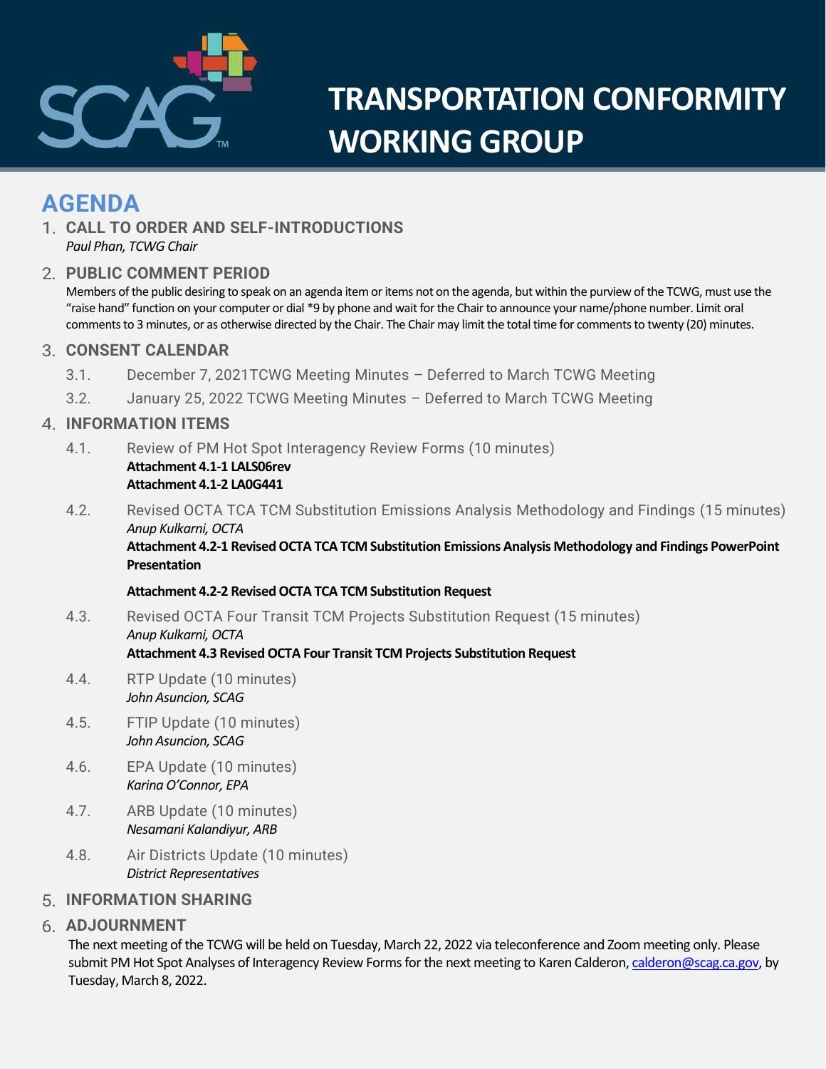# TRANSPORTATION CONFORMITY WORKING GROUP

## AGENDA

1. **CALL TO ORDER AND SELF-INTRODUCTIONS**
   *Paul Phan, TCWG Chair*

2. **PUBLIC COMMENT PERIOD**
   Members of the public desiring to speak on an agenda item or items not on the agenda, but within the purview of the TCWG, must use the "raise hand" function on your computer or dial *9 by phone and wait for the Chair to announce your name/phone number. Limit oral comments to 3 minutes, or as otherwise directed by the Chair. The Chair may limit the total time for comments to twenty (20) minutes.

3. **CONSENT CALENDAR**
   - 3.1. December 7, 2021TCWG Meeting Minutes – Deferred to March TCWG Meeting
   - 3.2. January 25, 2022 TCWG Meeting Minutes – Deferred to March TCWG Meeting

4. **INFORMATION ITEMS**
   - 4.1. Review of PM Hot Spot Interagency Review Forms (10 minutes)
     **Attachment 4.1-1 LALS06rev**
     **Attachment 4.1-2 LA0G441**
   - 4.2. Revised OCTA TCA TCM Substitution Emissions Analysis Methodology and Findings (15 minutes)
     *Anup Kulkarni, OCTA*
     **Attachment 4.2-1 Revised OCTA TCA TCM Substitution Emissions Analysis Methodology and Findings PowerPoint Presentation**

     **Attachment 4.2-2 Revised OCTA TCA TCM Substitution Request**
   - 4.3. Revised OCTA Four Transit TCM Projects Substitution Request (15 minutes)
     *Anup Kulkarni, OCTA*
     **Attachment 4.3 Revised OCTA Four Transit TCM Projects Substitution Request**
   - 4.4. RTP Update (10 minutes)
     *John Asuncion, SCAG*
   - 4.5. FTIP Update (10 minutes)
     *John Asuncion, SCAG*
   - 4.6. EPA Update (10 minutes)
     *Karina O'Connor, EPA*
   - 4.7. ARB Update (10 minutes)
     *Nesamani Kalandiyur, ARB*
   - 4.8. Air Districts Update (10 minutes)
     *District Representatives*

5. **INFORMATION SHARING**

6. **ADJOURNMENT**
   The next meeting of the TCWG will be held on Tuesday, March 22, 2022 via teleconference and Zoom meeting only. Please submit PM Hot Spot Analyses of Interagency Review Forms for the next meeting to Karen Calderon, calderon@scag.ca.gov, by Tuesday, March 8, 2022.